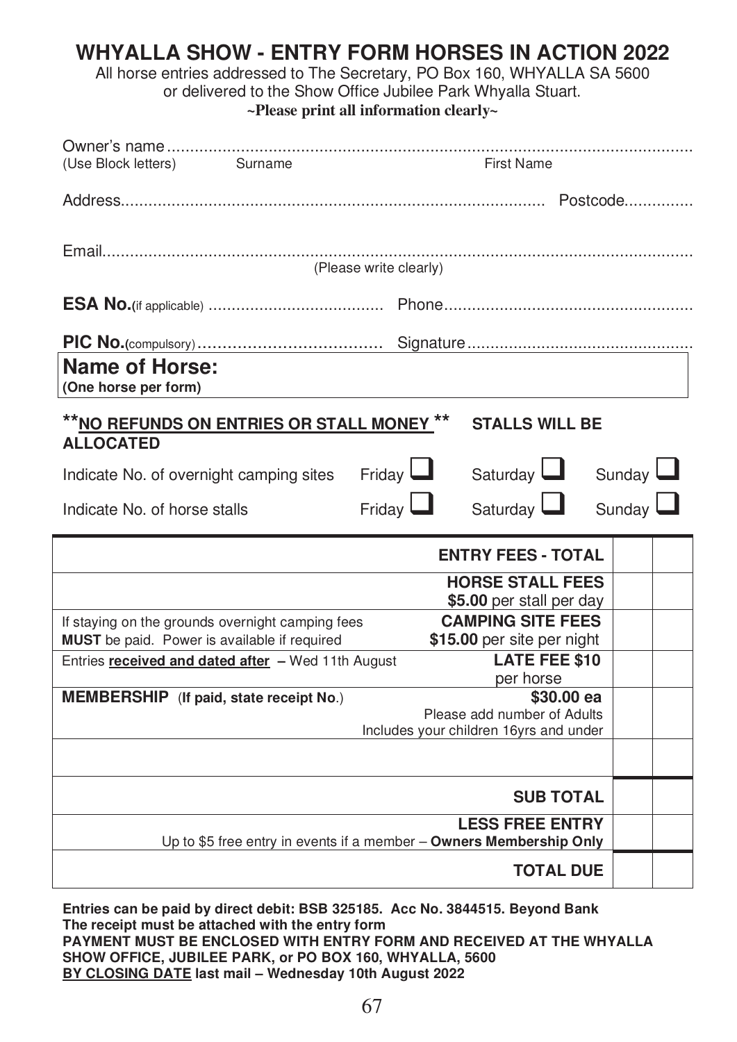# WHYALLA SHOW - ENTRY FORM HORSES IN ACTION 2022

All horse entries addressed to The Secretary, PO Box 160, WHYALLA SA 5600
or delivered to the Show Office Jubilee Park Whyalla Stuart.

**~Please print all information clearly~**

Owner's name..........................................................................................................
(Use Block letters) Surname First Name

Address.......................................................................................... Postcode..............

Email......................................................................................................................
(Please write clearly)

**ESA No.**(if applicable) ..................................... Phone.....................................................

**PIC No.**(compulsory)..................................... Signature................................................

**Name of Horse:**
**(One horse per form)**

**\*\*NO REFUNDS ON ENTRIES OR STALL MONEY \*\*** **STALLS WILL BE ALLOCATED**

Indicate No. of overnight camping sites Friday ☐ Saturday ☐ Sunday ☐

Indicate No. of horse stalls Friday ☐ Saturday ☐ Sunday ☐

| | | | |
|---|---|---|---|
| | **ENTRY FEES - TOTAL** | | |
| | **HORSE STALL FEES** **$5.00** per stall per day | | |
| If staying on the grounds overnight camping fees **MUST** be paid. Power is available if required | **CAMPING SITE FEES** **$15.00** per site per night | | |
| Entries **received and dated after** – Wed 11th August | **LATE FEE $10** per horse | | |
| **MEMBERSHIP** (**If paid, state receipt No**.) | **$30.00 ea** Please add number of Adults Includes your children 16yrs and under | | |
| | | | |
| | **SUB TOTAL** | | |
| Up to $5 free entry in events if a member – **Owners Membership Only** | **LESS FREE ENTRY** | | |
| | **TOTAL DUE** | | |

**Entries can be paid by direct debit: BSB 325185. Acc No. 3844515. Beyond Bank**
**The receipt must be attached with the entry form**
**PAYMENT MUST BE ENCLOSED WITH ENTRY FORM AND RECEIVED AT THE WHYALLA SHOW OFFICE, JUBILEE PARK, or PO BOX 160, WHYALLA, 5600**
**BY CLOSING DATE last mail – Wednesday 10th August 2022**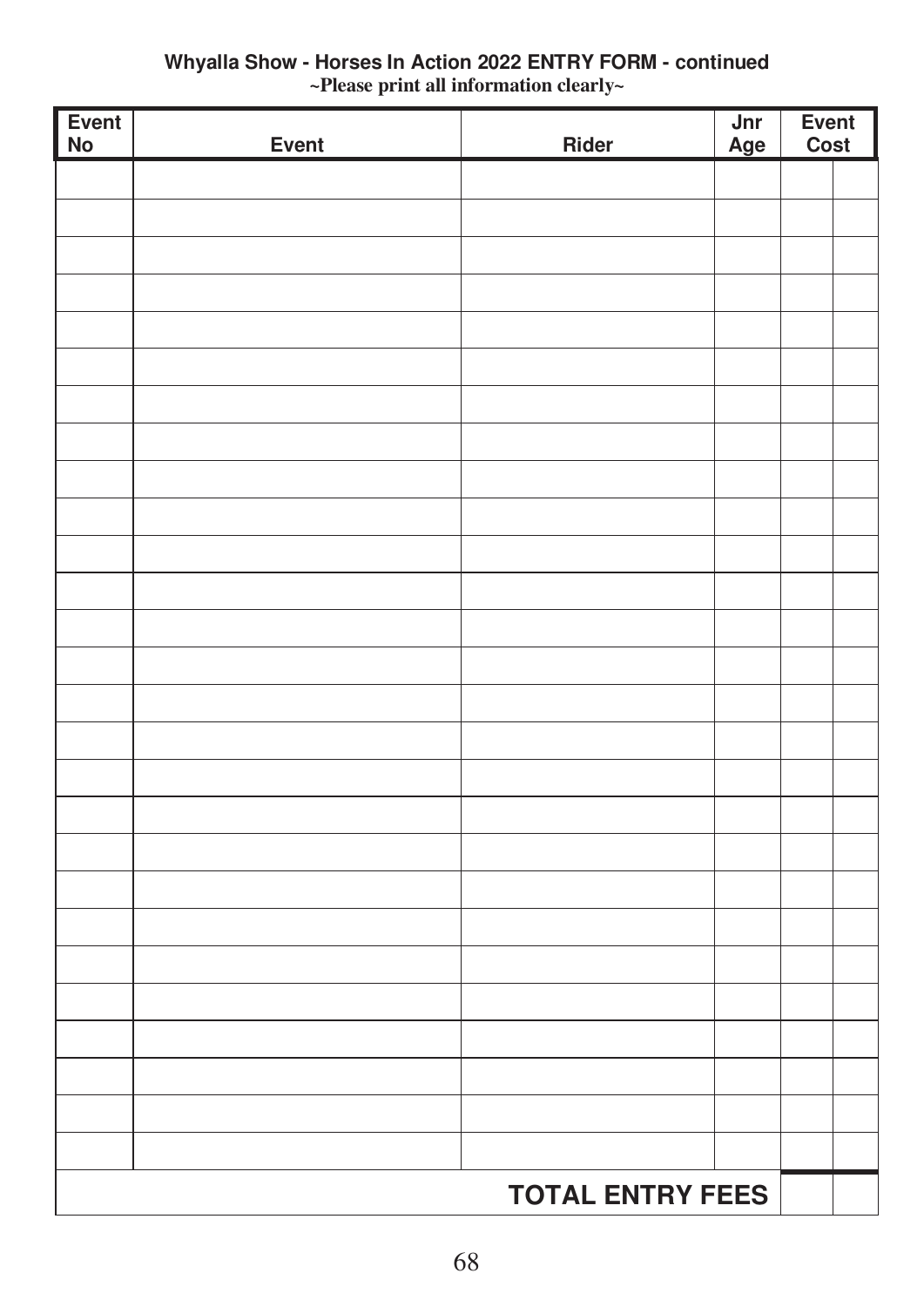**Whyalla Show - Horses In Action 2022 ENTRY FORM - continued**

**~Please print all information clearly~**

| Event No | Event | Rider | Jnr Age | Event Cost | |
|---|---|---|---|---|---|
| | | | | | |
| | | | | | |
| | | | | | |
| | | | | | |
| | | | | | |
| | | | | | |
| | | | | | |
| | | | | | |
| | | | | | |
| | | | | | |
| | | | | | |
| | | | | | |
| | | | | | |
| | | | | | |
| | | | | | |
| | | | | | |
| | | | | | |
| | | | | | |
| | | | | | |
| | | | | | |
| | | | | | |
| | | | | | |
| | | | | | |
| | | | | | |
| | | | | | |
| | | | | | |
| | | | | | |
| | | | **TOTAL ENTRY FEES** | | |